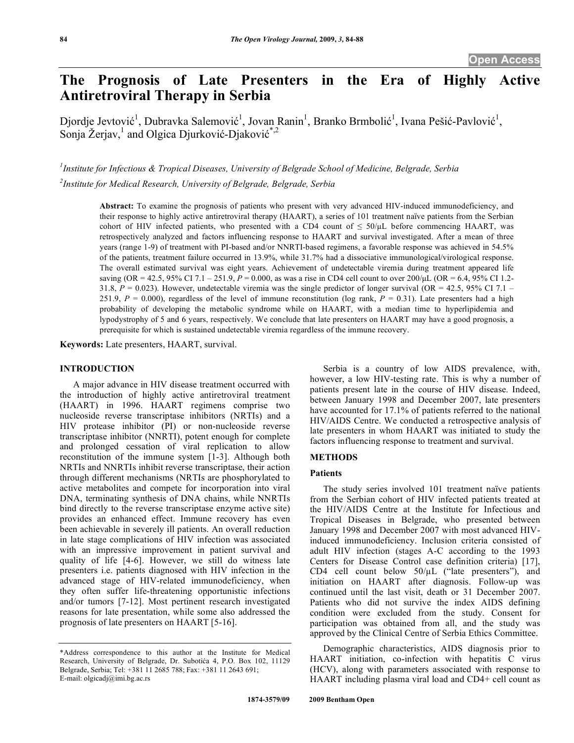Open Access

# The Prognosis of Late Presenters in the Era of Highly Active Antiretroviral Therapy in Serbia

Djordje Jevtović[1], Dubravka Salemović[1], Jovan Ranin[1], Branko Brmbolić[1], Ivana Pešić-Pavlović[1], Sonja Žerjav,[1] and Olgica Djurković-Djaković[*,2]

[1]Institute for Infectious & Tropical Diseases, University of Belgrade School of Medicine, Belgrade, Serbia

[2]Institute for Medical Research, University of Belgrade, Belgrade, Serbia

**Abstract:** To examine the prognosis of patients who present with very advanced HIV-induced immunodeficiency, and their response to highly active antiretroviral therapy (HAART), a series of 101 treatment naïve patients from the Serbian cohort of HIV infected patients, who presented with a CD4 count of ≤ 50/μL before commencing HAART, was retrospectively analyzed and factors influencing response to HAART and survival investigated. After a mean of three years (range 1-9) of treatment with PI-based and/or NNRTI-based regimens, a favorable response was achieved in 54.5% of the patients, treatment failure occurred in 13.9%, while 31.7% had a dissociative immunological/virological response. The overall estimated survival was eight years. Achievement of undetectable viremia during treatment appeared life saving (OR = 42.5, 95% CI 7.1 – 251.9, *P* = 0.000, as was a rise in CD4 cell count to over 200/μL (OR = 6.4, 95% CI 1.2-31.8, *P* = 0.023). However, undetectable viremia was the single predictor of longer survival (OR = 42.5, 95% CI 7.1 – 251.9, *P* = 0.000), regardless of the level of immune reconstitution (log rank, *P* = 0.31). Late presenters had a high probability of developing the metabolic syndrome while on HAART, with a median time to hyperlipidemia and lypodystrophy of 5 and 6 years, respectively. We conclude that late presenters on HAART may have a good prognosis, a prerequisite for which is sustained undetectable viremia regardless of the immune recovery.

**Keywords:** Late presenters, HAART, survival.

## INTRODUCTION

A major advance in HIV disease treatment occurred with the introduction of highly active antiretroviral treatment (HAART) in 1996. HAART regimens comprise two nucleoside reverse transcriptase inhibitors (NRTIs) and a HIV protease inhibitor (PI) or non-nucleoside reverse transcriptase inhibitor (NNRTI), potent enough for complete and prolonged cessation of viral replication to allow reconstitution of the immune system [1-3]. Although both NRTIs and NNRTIs inhibit reverse transcriptase, their action through different mechanisms (NRTIs are phosphorylated to active metabolites and compete for incorporation into viral DNA, terminating synthesis of DNA chains, while NNRTIs bind directly to the reverse transcriptase enzyme active site) provides an enhanced effect. Immune recovery has even been achievable in severely ill patients. An overall reduction in late stage complications of HIV infection was associated with an impressive improvement in patient survival and quality of life [4-6]. However, we still do witness late presenters i.e. patients diagnosed with HIV infection in the advanced stage of HIV-related immunodeficiency, when they often suffer life-threatening opportunistic infections and/or tumors [7-12]. Most pertinent research investigated reasons for late presentation, while some also addressed the prognosis of late presenters on HAART [5-16].

Serbia is a country of low AIDS prevalence, with, however, a low HIV-testing rate. This is why a number of patients present late in the course of HIV disease. Indeed, between January 1998 and December 2007, late presenters have accounted for 17.1% of patients referred to the national HIV/AIDS Centre. We conducted a retrospective analysis of late presenters in whom HAART was initiated to study the factors influencing response to treatment and survival.

## METHODS

### Patients

The study series involved 101 treatment naïve patients from the Serbian cohort of HIV infected patients treated at the HIV/AIDS Centre at the Institute for Infectious and Tropical Diseases in Belgrade, who presented between January 1998 and December 2007 with most advanced HIV-induced immunodeficiency. Inclusion criteria consisted of adult HIV infection (stages A-C according to the 1993 Centers for Disease Control case definition criteria) [17], CD4 cell count below 50/μL ("late presenters"), and initiation on HAART after diagnosis. Follow-up was continued until the last visit, death or 31 December 2007. Patients who did not survive the index AIDS defining condition were excluded from the study. Consent for participation was obtained from all, and the study was approved by the Clinical Centre of Serbia Ethics Committee.

Demographic characteristics, AIDS diagnosis prior to HAART initiation, co-infection with hepatitis C virus (HCV), along with parameters associated with response to HAART including plasma viral load and CD4+ cell count as

*Address correspondence to this author at the Institute for Medical Research, University of Belgrade, Dr. Subotića 4, P.O. Box 102, 11129 Belgrade, Serbia; Tel: +381 11 2685 788; Fax: +381 11 2643 691; E-mail: olgicadj@imi.bg.ac.rs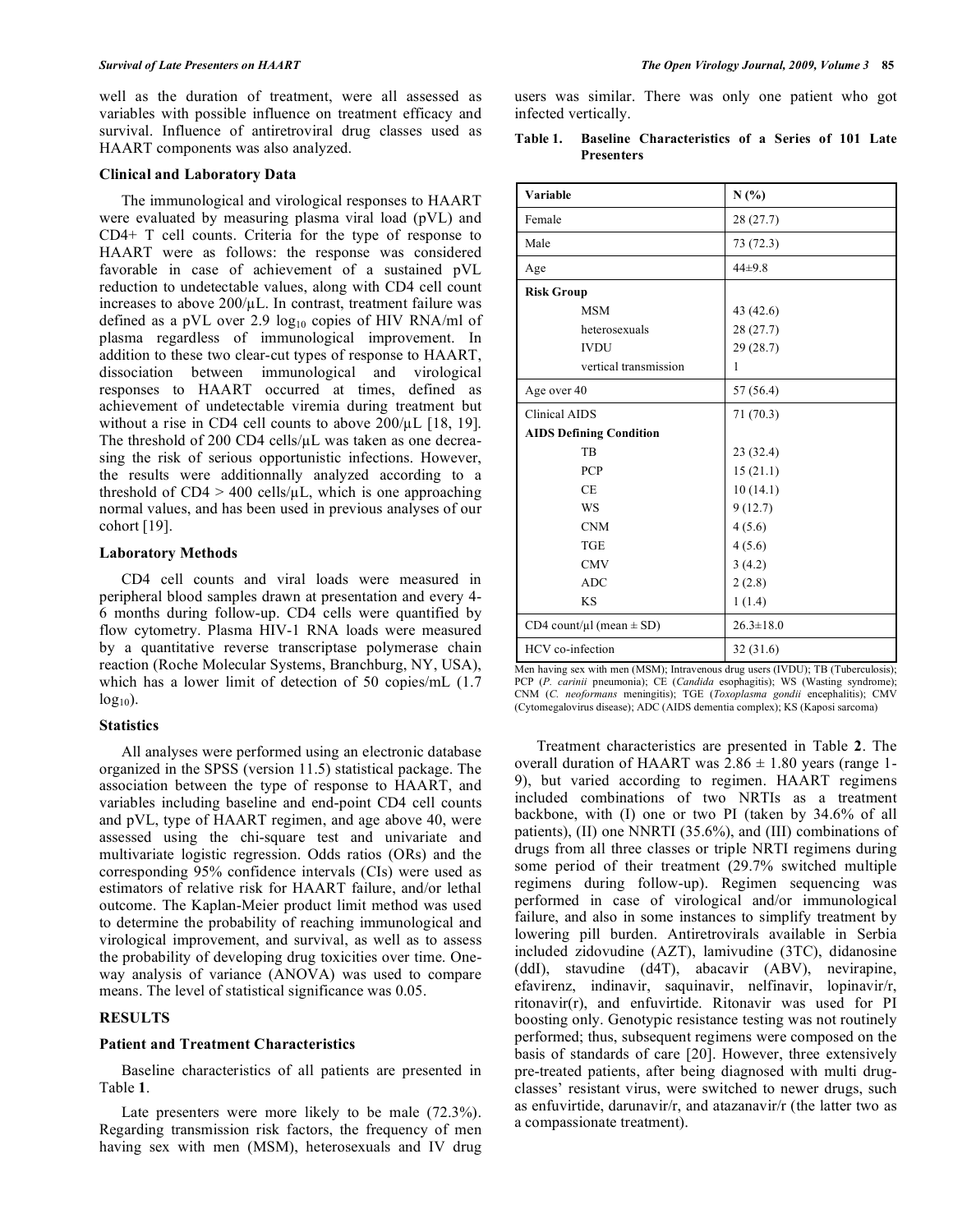well as the duration of treatment, were all assessed as variables with possible influence on treatment efficacy and survival. Influence of antiretroviral drug classes used as HAART components was also analyzed.

### Clinical and Laboratory Data

The immunological and virological responses to HAART were evaluated by measuring plasma viral load (pVL) and CD4+ T cell counts. Criteria for the type of response to HAART were as follows: the response was considered favorable in case of achievement of a sustained pVL reduction to undetectable values, along with CD4 cell count increases to above 200/μL. In contrast, treatment failure was defined as a pVL over 2.9 $\log_{10}$ copies of HIV RNA/ml of plasma regardless of immunological improvement. In addition to these two clear-cut types of response to HAART, dissociation between immunological and virological responses to HAART occurred at times, defined as achievement of undetectable viremia during treatment but without a rise in CD4 cell counts to above 200/μL [18, 19]. The threshold of 200 CD4 cells/μL was taken as one decreasing the risk of serious opportunistic infections. However, the results were additionnally analyzed according to a threshold of CD4 > 400 cells/μL, which is one approaching normal values, and has been used in previous analyses of our cohort [19].

### Laboratory Methods

CD4 cell counts and viral loads were measured in peripheral blood samples drawn at presentation and every 4-6 months during follow-up. CD4 cells were quantified by flow cytometry. Plasma HIV-1 RNA loads were measured by a quantitative reverse transcriptase polymerase chain reaction (Roche Molecular Systems, Branchburg, NY, USA), which has a lower limit of detection of 50 copies/mL (1.7 $\log_{10}$).

### Statistics

All analyses were performed using an electronic database organized in the SPSS (version 11.5) statistical package. The association between the type of response to HAART, and variables including baseline and end-point CD4 cell counts and pVL, type of HAART regimen, and age above 40, were assessed using the chi-square test and univariate and multivariate logistic regression. Odds ratios (ORs) and the corresponding 95% confidence intervals (CIs) were used as estimators of relative risk for HAART failure, and/or lethal outcome. The Kaplan-Meier product limit method was used to determine the probability of reaching immunological and virological improvement, and survival, as well as to assess the probability of developing drug toxicities over time. One-way analysis of variance (ANOVA) was used to compare means. The level of statistical significance was 0.05.

## RESULTS

### Patient and Treatment Characteristics

Baseline characteristics of all patients are presented in Table **1**.

Late presenters were more likely to be male (72.3%). Regarding transmission risk factors, the frequency of men having sex with men (MSM), heterosexuals and IV drug users was similar. There was only one patient who got infected vertically.

**Table 1. Baseline Characteristics of a Series of 101 Late Presenters**

| Variable | N (%) |
|---|---|
| Female | 28 (27.7) |
| Male | 73 (72.3) |
| Age | 44±9.8 |
| **Risk Group** | |
| MSM | 43 (42.6) |
| heterosexuals | 28 (27.7) |
| IVDU | 29 (28.7) |
| vertical transmission | 1 |
| Age over 40 | 57 (56.4) |
| Clinical AIDS | 71 (70.3) |
| **AIDS Defining Condition** | |
| TB | 23 (32.4) |
| PCP | 15 (21.1) |
| CE | 10 (14.1) |
| WS | 9 (12.7) |
| CNM | 4 (5.6) |
| TGE | 4 (5.6) |
| CMV | 3 (4.2) |
| ADC | 2 (2.8) |
| KS | 1 (1.4) |
| CD4 count/μl (mean ± SD) | 26.3±18.0 |
| HCV co-infection | 32 (31.6) |

Men having sex with men (MSM); Intravenous drug users (IVDU); TB (Tuberculosis); PCP (*P. carinii* pneumonia); CE (*Candida* esophagitis); WS (Wasting syndrome); CNM (*C. neoformans* meningitis); TGE (*Toxoplasma gondii* encephalitis); CMV (Cytomegalovirus disease); ADC (AIDS dementia complex); KS (Kaposi sarcoma)

Treatment characteristics are presented in Table **2**. The overall duration of HAART was 2.86 ± 1.80 years (range 1-9), but varied according to regimen. HAART regimens included combinations of two NRTIs as a treatment backbone, with (I) one or two PI (taken by 34.6% of all patients), (II) one NNRTI (35.6%), and (III) combinations of drugs from all three classes or triple NRTI regimens during some period of their treatment (29.7% switched multiple regimens during follow-up). Regimen sequencing was performed in case of virological and/or immunological failure, and also in some instances to simplify treatment by lowering pill burden. Antiretrovirals available in Serbia included zidovudine (AZT), lamivudine (3TC), didanosine (ddI), stavudine (d4T), abacavir (ABV), nevirapine, efavirenz, indinavir, saquinavir, nelfinavir, lopinavir/r, ritonavir(r), and enfuvirtide. Ritonavir was used for PI boosting only. Genotypic resistance testing was not routinely performed; thus, subsequent regimens were composed on the basis of standards of care [20]. However, three extensively pre-treated patients, after being diagnosed with multi drug-classes' resistant virus, were switched to newer drugs, such as enfuvirtide, darunavir/r, and atazanavir/r (the latter two as a compassionate treatment).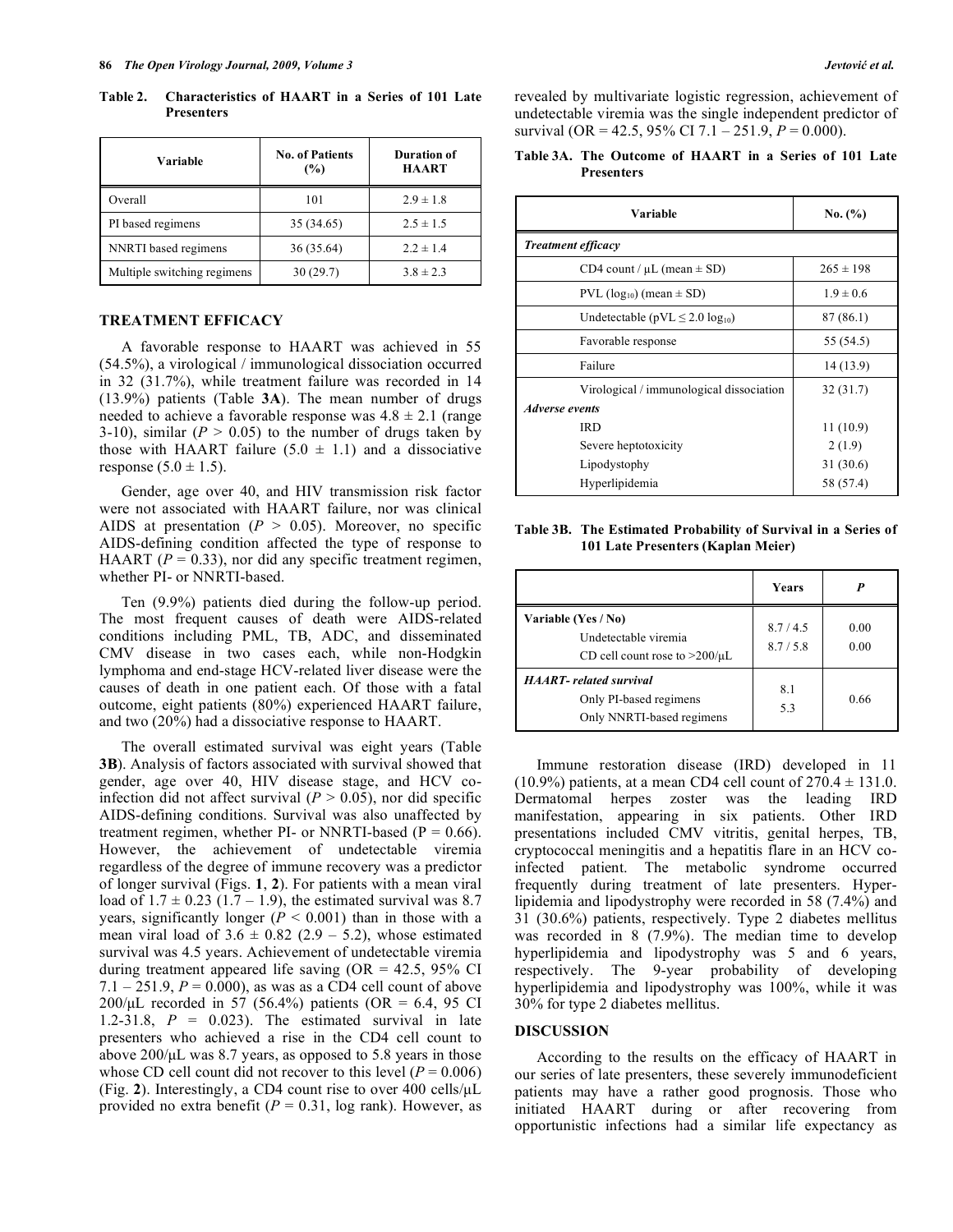**Table 2. Characteristics of HAART in a Series of 101 Late Presenters**

| Variable | No. of Patients (%) | Duration of HAART |
|---|---|---|
| Overall | 101 | 2.9 ± 1.8 |
| PI based regimens | 35 (34.65) | 2.5 ± 1.5 |
| NNRTI based regimens | 36 (35.64) | 2.2 ± 1.4 |
| Multiple switching regimens | 30 (29.7) | 3.8 ± 2.3 |

## TREATMENT EFFICACY

A favorable response to HAART was achieved in 55 (54.5%), a virological / immunological dissociation occurred in 32 (31.7%), while treatment failure was recorded in 14 (13.9%) patients (Table **3A**). The mean number of drugs needed to achieve a favorable response was 4.8 ± 2.1 (range 3-10), similar ($P > 0.05$) to the number of drugs taken by those with HAART failure (5.0 ± 1.1) and a dissociative response (5.0 ± 1.5).

Gender, age over 40, and HIV transmission risk factor were not associated with HAART failure, nor was clinical AIDS at presentation ($P > 0.05$). Moreover, no specific AIDS-defining condition affected the type of response to HAART ($P = 0.33$), nor did any specific treatment regimen, whether PI- or NNRTI-based.

Ten (9.9%) patients died during the follow-up period. The most frequent causes of death were AIDS-related conditions including PML, TB, ADC, and disseminated CMV disease in two cases each, while non-Hodgkin lymphoma and end-stage HCV-related liver disease were the causes of death in one patient each. Of those with a fatal outcome, eight patients (80%) experienced HAART failure, and two (20%) had a dissociative response to HAART.

The overall estimated survival was eight years (Table **3B**). Analysis of factors associated with survival showed that gender, age over 40, HIV disease stage, and HCV co-infection did not affect survival ($P > 0.05$), nor did specific AIDS-defining conditions. Survival was also unaffected by treatment regimen, whether PI- or NNRTI-based ($P = 0.66$). However, the achievement of undetectable viremia regardless of the degree of immune recovery was a predictor of longer survival (Figs. **1**, **2**). For patients with a mean viral load of 1.7 ± 0.23 (1.7 – 1.9), the estimated survival was 8.7 years, significantly longer ($P < 0.001$) than in those with a mean viral load of 3.6 ± 0.82 (2.9 – 5.2), whose estimated survival was 4.5 years. Achievement of undetectable viremia during treatment appeared life saving (OR = 42.5, 95% CI 7.1 – 251.9, $P = 0.000$), as was as a CD4 cell count of above 200/μL recorded in 57 (56.4%) patients (OR = 6.4, 95 CI 1.2-31.8, $P = 0.023$). The estimated survival in late presenters who achieved a rise in the CD4 cell count to above 200/μL was 8.7 years, as opposed to 5.8 years in those whose CD cell count did not recover to this level ($P = 0.006$) (Fig. **2**). Interestingly, a CD4 count rise to over 400 cells/μL provided no extra benefit ($P = 0.31$, log rank). However, as revealed by multivariate logistic regression, achievement of undetectable viremia was the single independent predictor of survival (OR = 42.5, 95% CI 7.1 – 251.9, $P = 0.000$).

**Table 3A. The Outcome of HAART in a Series of 101 Late Presenters**

| Variable | No. (%) |
|---|---|
| ***Treatment efficacy*** | |
| CD4 count / μL (mean ± SD) | 265 ± 198 |
| PVL ($\log_{10}$) (mean ± SD) | 1.9 ± 0.6 |
| Undetectable (pVL ≤ 2.0 $\log_{10}$) | 87 (86.1) |
| Favorable response | 55 (54.5) |
| Failure | 14 (13.9) |
| Virological / immunological dissociation | 32 (31.7) |
| ***Adverse events*** | |
| IRD | 11 (10.9) |
| Severe heptotoxicity | 2 (1.9) |
| Lipodystophy | 31 (30.6) |
| Hyperlipidemia | 58 (57.4) |

**Table 3B. The Estimated Probability of Survival in a Series of 101 Late Presenters (Kaplan Meier)**

| | Years | *P* |
|---|---|---|
| **Variable (Yes / No)** | | |
| Undetectable viremia | 8.7 / 4.5 | 0.00 |
| CD cell count rose to >200/μL | 8.7 / 5.8 | 0.00 |
| ***HAART- related survival*** | | |
| Only PI-based regimens | 8.1 | 0.66 |
| Only NNRTI-based regimens | 5.3 | |

Immune restoration disease (IRD) developed in 11 (10.9%) patients, at a mean CD4 cell count of 270.4 ± 131.0. Dermatomal herpes zoster was the leading IRD manifestation, appearing in six patients. Other IRD presentations included CMV vitritis, genital herpes, TB, cryptococcal meningitis and a hepatitis flare in an HCV co-infected patient. The metabolic syndrome occurred frequently during treatment of late presenters. Hyperlipidemia and lipodystrophy were recorded in 58 (7.4%) and 31 (30.6%) patients, respectively. Type 2 diabetes mellitus was recorded in 8 (7.9%). The median time to develop hyperlipidemia and lipodystrophy was 5 and 6 years, respectively. The 9-year probability of developing hyperlipidemia and lipodystrophy was 100%, while it was 30% for type 2 diabetes mellitus.

## DISCUSSION

According to the results on the efficacy of HAART in our series of late presenters, these severely immunodeficient patients may have a rather good prognosis. Those who initiated HAART during or after recovering from opportunistic infections had a similar life expectancy as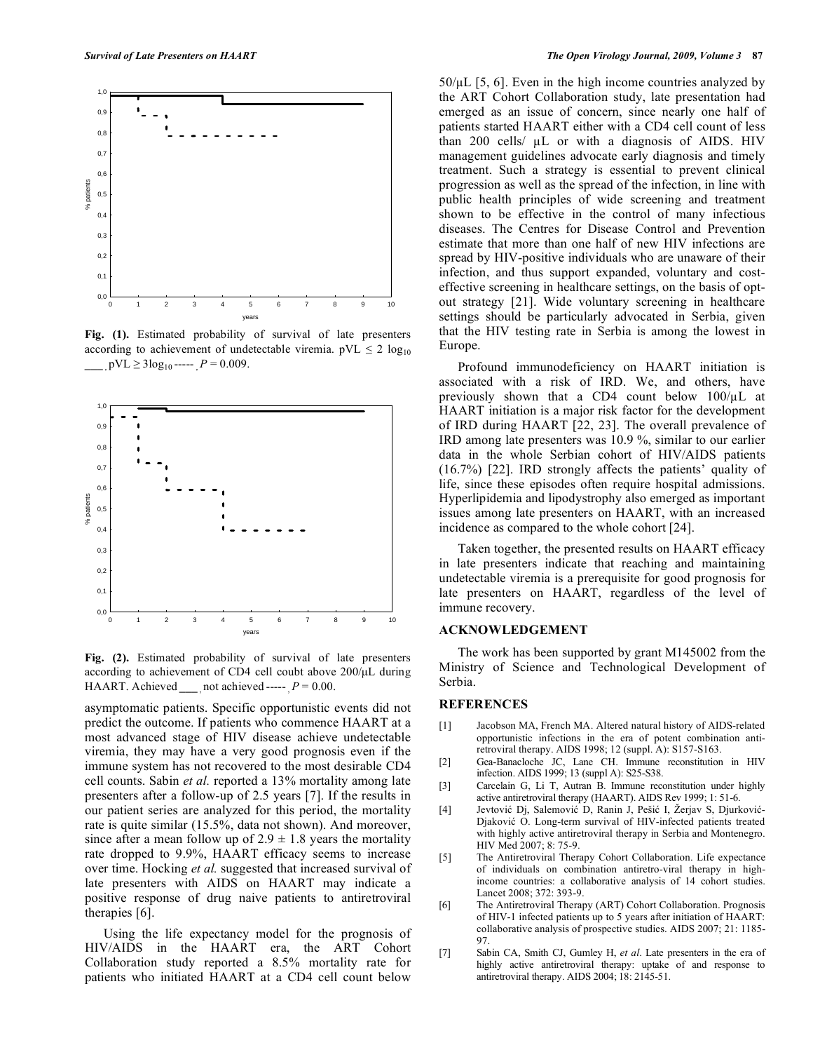Fig. (1). Estimated probability of survival of late presenters according to achievement of undetectable viremia. pVL $\leq$ 2 $\log_{10}$ ___ , pVL $\geq 3\log_{10}$ ----- , $P = 0.009$.

Fig. (2). Estimated probability of survival of late presenters according to achievement of CD4 cell coubt above 200/μL during HAART. Achieved ___ , not achieved ----- , $P = 0.00$.

asymptomatic patients. Specific opportunistic events did not predict the outcome. If patients who commence HAART at a most advanced stage of HIV disease achieve undetectable viremia, they may have a very good prognosis even if the immune system has not recovered to the most desirable CD4 cell counts. Sabin *et al.* reported a 13% mortality among late presenters after a follow-up of 2.5 years [7]. If the results in our patient series are analyzed for this period, the mortality rate is quite similar (15.5%, data not shown). And moreover, since after a mean follow up of 2.9 ± 1.8 years the mortality rate dropped to 9.9%, HAART efficacy seems to increase over time. Hocking *et al.* suggested that increased survival of late presenters with AIDS on HAART may indicate a positive response of drug naive patients to antiretroviral therapies [6].

Using the life expectancy model for the prognosis of HIV/AIDS in the HAART era, the ART Cohort Collaboration study reported a 8.5% mortality rate for patients who initiated HAART at a CD4 cell count below 50/μL [5, 6]. Even in the high income countries analyzed by the ART Cohort Collaboration study, late presentation had emerged as an issue of concern, since nearly one half of patients started HAART either with a CD4 cell count of less than 200 cells/ μL or with a diagnosis of AIDS. HIV management guidelines advocate early diagnosis and timely treatment. Such a strategy is essential to prevent clinical progression as well as the spread of the infection, in line with public health principles of wide screening and treatment shown to be effective in the control of many infectious diseases. The Centres for Disease Control and Prevention estimate that more than one half of new HIV infections are spread by HIV-positive individuals who are unaware of their infection, and thus support expanded, voluntary and cost-effective screening in healthcare settings, on the basis of opt-out strategy [21]. Wide voluntary screening in healthcare settings should be particularly advocated in Serbia, given that the HIV testing rate in Serbia is among the lowest in Europe.

Profound immunodeficiency on HAART initiation is associated with a risk of IRD. We, and others, have previously shown that a CD4 count below 100/μL at HAART initiation is a major risk factor for the development of IRD during HAART [22, 23]. The overall prevalence of IRD among late presenters was 10.9 %, similar to our earlier data in the whole Serbian cohort of HIV/AIDS patients (16.7%) [22]. IRD strongly affects the patients' quality of life, since these episodes often require hospital admissions. Hyperlipidemia and lipodystrophy also emerged as important issues among late presenters on HAART, with an increased incidence as compared to the whole cohort [24].

Taken together, the presented results on HAART efficacy in late presenters indicate that reaching and maintaining undetectable viremia is a prerequisite for good prognosis for late presenters on HAART, regardless of the level of immune recovery.

## ACKNOWLEDGEMENT

The work has been supported by grant M145002 from the Ministry of Science and Technological Development of Serbia.

## REFERENCES

[1] Jacobson MA, French MA. Altered natural history of AIDS-related opportunistic infections in the era of potent combination anti-retroviral therapy. AIDS 1998; 12 (suppl. A): S157-S163.

[2] Gea-Banacloche JC, Lane CH. Immune reconstitution in HIV infection. AIDS 1999; 13 (suppl A): S25-S38.

[3] Carcelain G, Li T, Autran B. Immune reconstitution under highly active antiretroviral therapy (HAART). AIDS Rev 1999; 1: 51-6.

[4] Jevtović Dj, Salemović D, Ranin J, Pešić I, Žerjav S, Djurković-Djaković O. Long-term survival of HIV-infected patients treated with highly active antiretroviral therapy in Serbia and Montenegro. HIV Med 2007; 8: 75-9.

[5] The Antiretroviral Therapy Cohort Collaboration. Life expectance of individuals on combination antiretro-viral therapy in high-income countries: a collaborative analysis of 14 cohort studies. Lancet 2008; 372: 393-9.

[6] The Antiretroviral Therapy (ART) Cohort Collaboration. Prognosis of HIV-1 infected patients up to 5 years after initiation of HAART: collaborative analysis of prospective studies. AIDS 2007; 21: 1185-97.

[7] Sabin CA, Smith CJ, Gumley H, *et al*. Late presenters in the era of highly active antiretroviral therapy: uptake of and response to antiretroviral therapy. AIDS 2004; 18: 2145-51.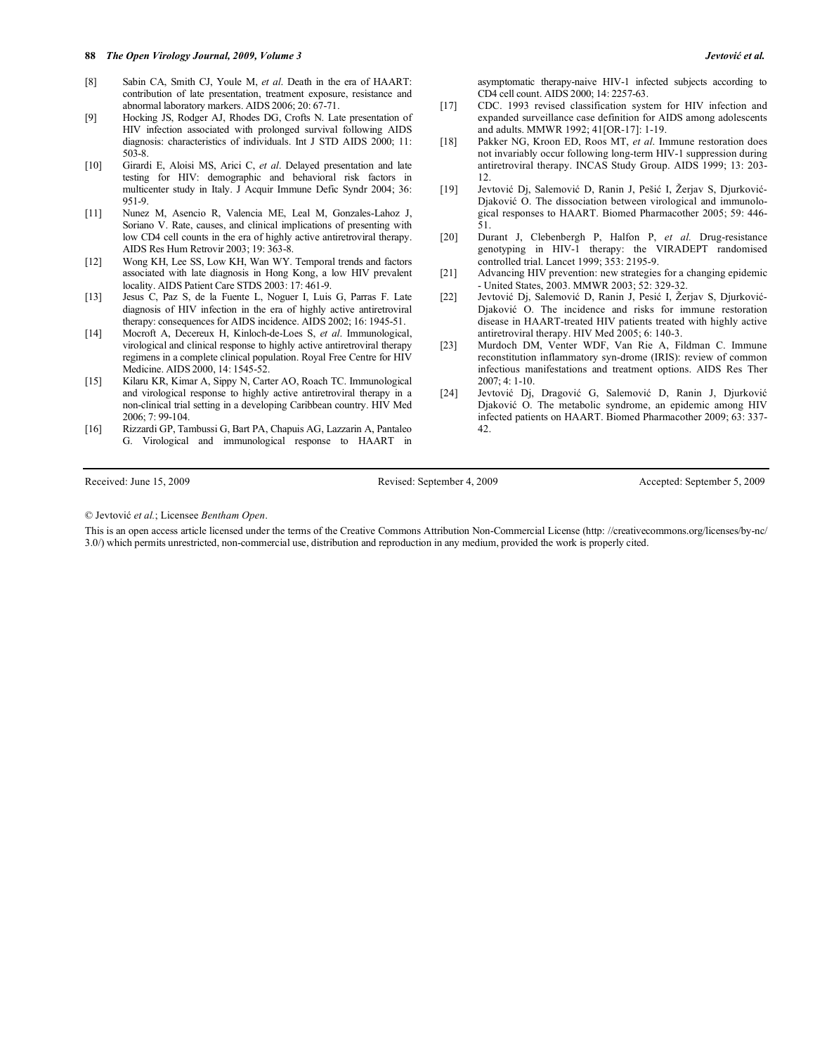[8] Sabin CA, Smith CJ, Youle M, *et al*. Death in the era of HAART: contribution of late presentation, treatment exposure, resistance and abnormal laboratory markers. AIDS 2006; 20: 67-71.

[9] Hocking JS, Rodger AJ, Rhodes DG, Crofts N. Late presentation of HIV infection associated with prolonged survival following AIDS diagnosis: characteristics of individuals. Int J STD AIDS 2000; 11: 503-8.

[10] Girardi E, Aloisi MS, Arici C, *et al*. Delayed presentation and late testing for HIV: demographic and behavioral risk factors in multicenter study in Italy. J Acquir Immune Defic Syndr 2004; 36: 951-9.

[11] Nunez M, Asencio R, Valencia ME, Leal M, Gonzales-Lahoz J, Soriano V. Rate, causes, and clinical implications of presenting with low CD4 cell counts in the era of highly active antiretroviral therapy. AIDS Res Hum Retrovir 2003; 19: 363-8.

[12] Wong KH, Lee SS, Low KH, Wan WY. Temporal trends and factors associated with late diagnosis in Hong Kong, a low HIV prevalent locality. AIDS Patient Care STDS 2003: 17: 461-9.

[13] Jesus C, Paz S, de la Fuente L, Noguer I, Luis G, Parras F. Late diagnosis of HIV infection in the era of highly active antiretroviral therapy: consequences for AIDS incidence. AIDS 2002; 16: 1945-51.

[14] Mocroft A, Decereux H, Kinloch-de-Loes S, *et al*. Immunological, virological and clinical response to highly active antiretroviral therapy regimens in a complete clinical population. Royal Free Centre for HIV Medicine. AIDS 2000, 14: 1545-52.

[15] Kilaru KR, Kimar A, Sippy N, Carter AO, Roach TC. Immunological and virological response to highly active antiretroviral therapy in a non-clinical trial setting in a developing Caribbean country. HIV Med 2006; 7: 99-104.

[16] Rizzardi GP, Tambussi G, Bart PA, Chapuis AG, Lazzarin A, Pantaleo G. Virological and immunological response to HAART in asymptomatic therapy-naive HIV-1 infected subjects according to CD4 cell count. AIDS 2000; 14: 2257-63.

[17] CDC. 1993 revised classification system for HIV infection and expanded surveillance case definition for AIDS among adolescents and adults. MMWR 1992; 41[OR-17]: 1-19.

[18] Pakker NG, Kroon ED, Roos MT, *et al*. Immune restoration does not invariably occur following long-term HIV-1 suppression during antiretroviral therapy. INCAS Study Group. AIDS 1999; 13: 203-12.

[19] Jevtović Dj, Salemović D, Ranin J, Pešić I, Žerjav S, Djurković-Djaković O. The dissociation between virological and immunological responses to HAART. Biomed Pharmacother 2005; 59: 446-51.

[20] Durant J, Clebenbergh P, Halfon P, *et al.* Drug-resistance genotyping in HIV-1 therapy: the VIRADEPT randomised controlled trial. Lancet 1999; 353: 2195-9.

[21] Advancing HIV prevention: new strategies for a changing epidemic - United States, 2003. MMWR 2003; 52: 329-32.

[22] Jevtović Dj, Salemović D, Ranin J, Pesić I, Žerjav S, Djurković-Djaković O. The incidence and risks for immune restoration disease in HAART-treated HIV patients treated with highly active antiretroviral therapy. HIV Med 2005; 6: 140-3.

[23] Murdoch DM, Venter WDF, Van Rie A, Fildman C. Immune reconstitution inflammatory syn-drome (IRIS): review of common infectious manifestations and treatment options. AIDS Res Ther 2007; 4: 1-10.

[24] Jevtović Dj, Dragović G, Salemović D, Ranin J, Djurković Djaković O. The metabolic syndrome, an epidemic among HIV infected patients on HAART. Biomed Pharmacother 2009; 63: 337-42.

Received: June 15, 2009 Revised: September 4, 2009 Accepted: September 5, 2009

© Jevtović *et al.*; Licensee *Bentham Open*.

This is an open access article licensed under the terms of the Creative Commons Attribution Non-Commercial License (http: //creativecommons.org/licenses/by-nc/3.0/) which permits unrestricted, non-commercial use, distribution and reproduction in any medium, provided the work is properly cited.